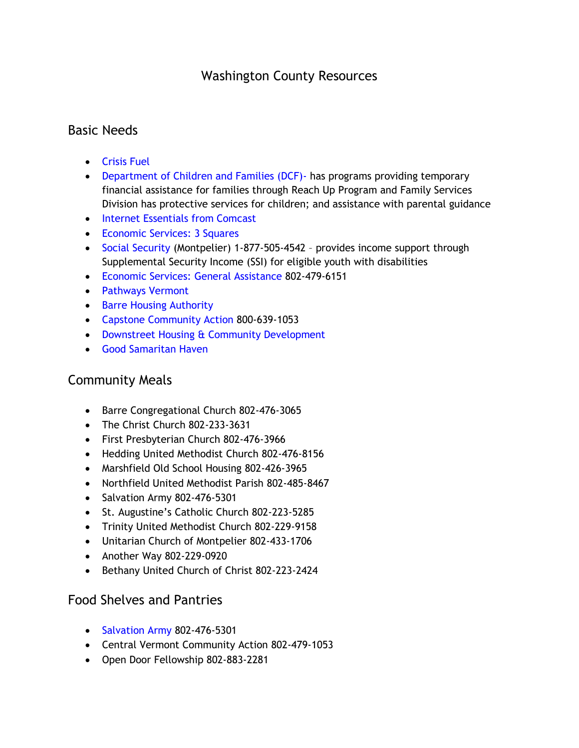# Washington County Resources

## Basic Needs

- Crisis Fuel
- Department of Children and Families (DCF)- has programs providing temporary financial assistance for families through Reach Up Program and Family Services Division has protective services for children; and assistance with parental guidance
- Internet Essentials from Comcast
- Economic Services: 3 Squares
- Social Security (Montpelier) 1-877-505-4542 – provides income support through Supplemental Security Income (SSI) for eligible youth with disabilities
- Economic Services: General Assistance 802-479-6151
- Pathways Vermont
- Barre Housing Authority
- Capstone Community Action 800-639-1053
- Downstreet Housing & Community Development
- Good Samaritan Haven

## Community Meals

- Barre Congregational Church 802-476-3065
- The Christ Church 802-233-3631
- First Presbyterian Church 802-476-3966
- Hedding United Methodist Church 802-476-8156
- Marshfield Old School Housing 802-426-3965
- Northfield United Methodist Parish 802-485-8467
- Salvation Army 802-476-5301
- St. Augustine's Catholic Church 802-223-5285
- Trinity United Methodist Church 802-229-9158
- Unitarian Church of Montpelier 802-433-1706
- Another Way 802-229-0920
- Bethany United Church of Christ 802-223-2424

## Food Shelves and Pantries

- Salvation Army 802-476-5301
- Central Vermont Community Action 802-479-1053
- Open Door Fellowship 802-883-2281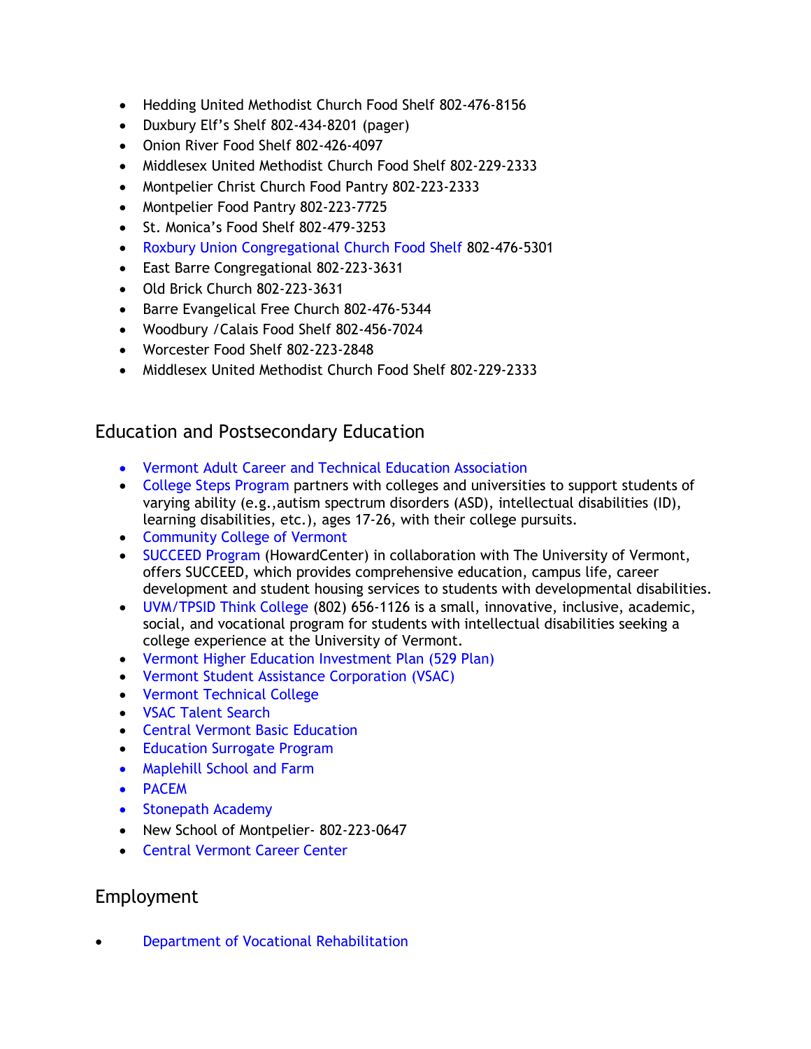- Hedding United Methodist Church Food Shelf 802-476-8156
- Duxbury Elf's Shelf 802-434-8201 (pager)
- Onion River Food Shelf 802-426-4097
- Middlesex United Methodist Church Food Shelf 802-229-2333
- Montpelier Christ Church Food Pantry 802-223-2333
- Montpelier Food Pantry 802-223-7725
- St. Monica's Food Shelf 802-479-3253
- Roxbury Union Congregational Church Food Shelf 802-476-5301
- East Barre Congregational 802-223-3631
- Old Brick Church 802-223-3631
- Barre Evangelical Free Church 802-476-5344
- Woodbury /Calais Food Shelf 802-456-7024
- Worcester Food Shelf 802-223-2848
- Middlesex United Methodist Church Food Shelf 802-229-2333

## Education and Postsecondary Education

- Vermont Adult Career and Technical Education Association
- College Steps Program partners with colleges and universities to support students of varying ability (e.g.,autism spectrum disorders (ASD), intellectual disabilities (ID), learning disabilities, etc.), ages 17-26, with their college pursuits.
- Community College of Vermont
- SUCCEED Program (HowardCenter) in collaboration with The University of Vermont, offers SUCCEED, which provides comprehensive education, campus life, career development and student housing services to students with developmental disabilities.
- UVM/TPSID Think College (802) 656-1126 is a small, innovative, inclusive, academic, social, and vocational program for students with intellectual disabilities seeking a college experience at the University of Vermont.
- Vermont Higher Education Investment Plan (529 Plan)
- Vermont Student Assistance Corporation (VSAC)
- Vermont Technical College
- VSAC Talent Search
- Central Vermont Basic Education
- Education Surrogate Program
- Maplehill School and Farm
- PACEM
- Stonepath Academy
- New School of Montpelier- 802-223-0647
- Central Vermont Career Center

## Employment

- Department of Vocational Rehabilitation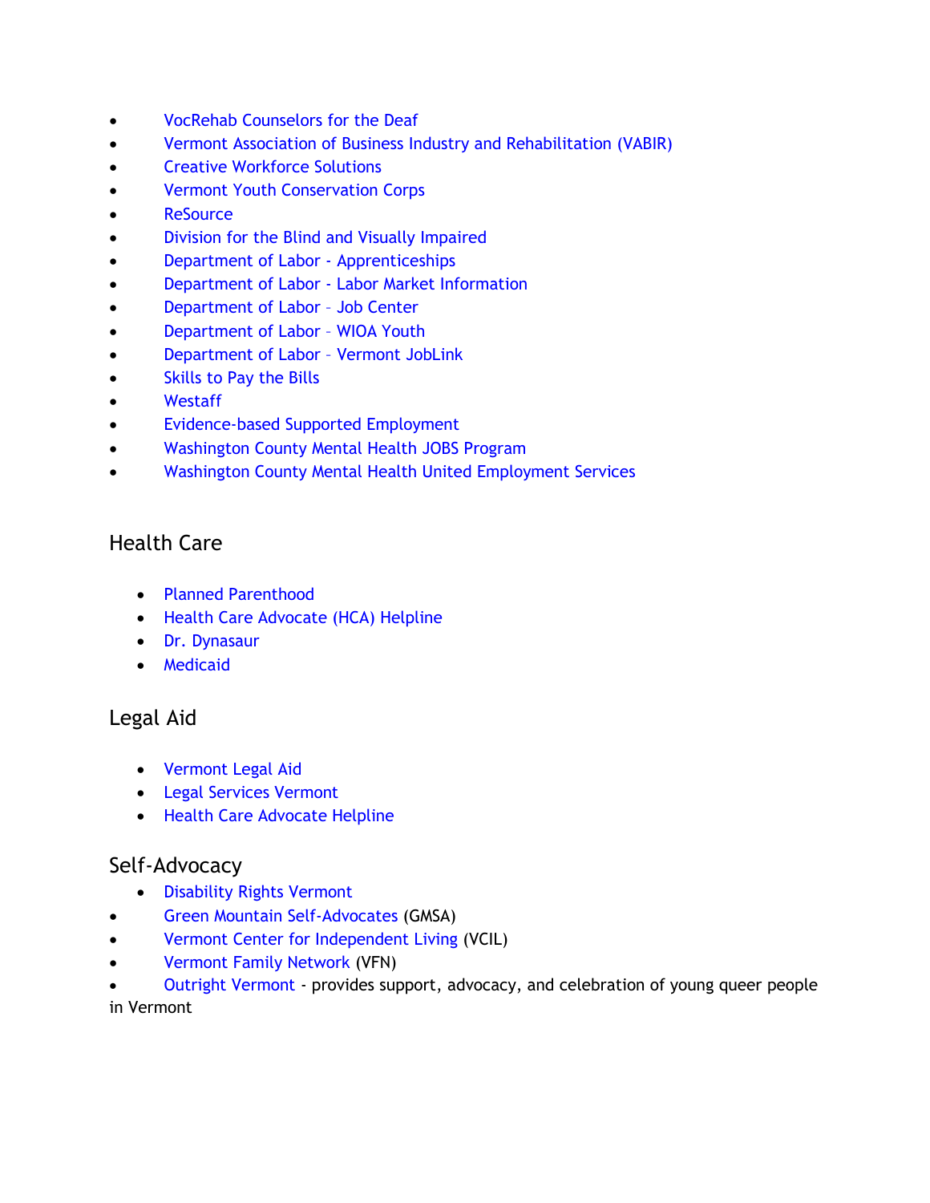- VocRehab Counselors for the Deaf
- Vermont Association of Business Industry and Rehabilitation (VABIR)
- Creative Workforce Solutions
- Vermont Youth Conservation Corps
- ReSource
- Division for the Blind and Visually Impaired
- Department of Labor - Apprenticeships
- Department of Labor - Labor Market Information
- Department of Labor – Job Center
- Department of Labor – WIOA Youth
- Department of Labor – Vermont JobLink
- Skills to Pay the Bills
- Westaff
- Evidence-based Supported Employment
- Washington County Mental Health JOBS Program
- Washington County Mental Health United Employment Services

## Health Care

- Planned Parenthood
- Health Care Advocate (HCA) Helpline
- Dr. Dynasaur
- Medicaid

## Legal Aid

- Vermont Legal Aid
- Legal Services Vermont
- Health Care Advocate Helpline

## Self-Advocacy

- Disability Rights Vermont
- Green Mountain Self-Advocates (GMSA)
- Vermont Center for Independent Living (VCIL)
- Vermont Family Network (VFN)
- Outright Vermont - provides support, advocacy, and celebration of young queer people in Vermont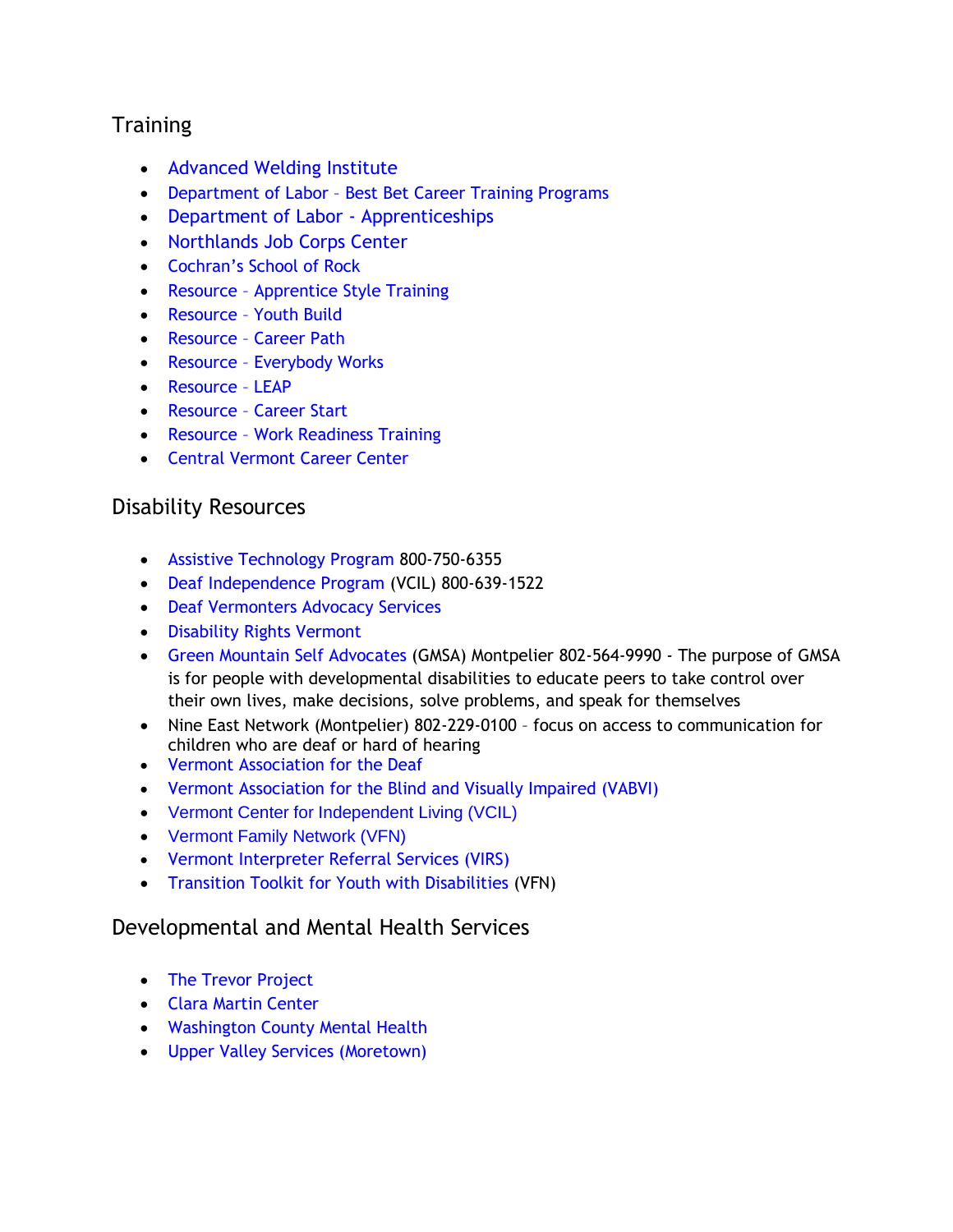## Training

- Advanced Welding Institute
- Department of Labor – Best Bet Career Training Programs
- Department of Labor - Apprenticeships
- Northlands Job Corps Center
- Cochran's School of Rock
- Resource – Apprentice Style Training
- Resource – Youth Build
- Resource – Career Path
- Resource – Everybody Works
- Resource – LEAP
- Resource – Career Start
- Resource – Work Readiness Training
- Central Vermont Career Center

## Disability Resources

- Assistive Technology Program 800-750-6355
- Deaf Independence Program (VCIL) 800-639-1522
- Deaf Vermonters Advocacy Services
- Disability Rights Vermont
- Green Mountain Self Advocates (GMSA) Montpelier 802-564-9990 - The purpose of GMSA is for people with developmental disabilities to educate peers to take control over their own lives, make decisions, solve problems, and speak for themselves
- Nine East Network (Montpelier) 802-229-0100 – focus on access to communication for children who are deaf or hard of hearing
- Vermont Association for the Deaf
- Vermont Association for the Blind and Visually Impaired (VABVI)
- Vermont Center for Independent Living (VCIL)
- Vermont Family Network (VFN)
- Vermont Interpreter Referral Services (VIRS)
- Transition Toolkit for Youth with Disabilities (VFN)

## Developmental and Mental Health Services

- The Trevor Project
- Clara Martin Center
- Washington County Mental Health
- Upper Valley Services (Moretown)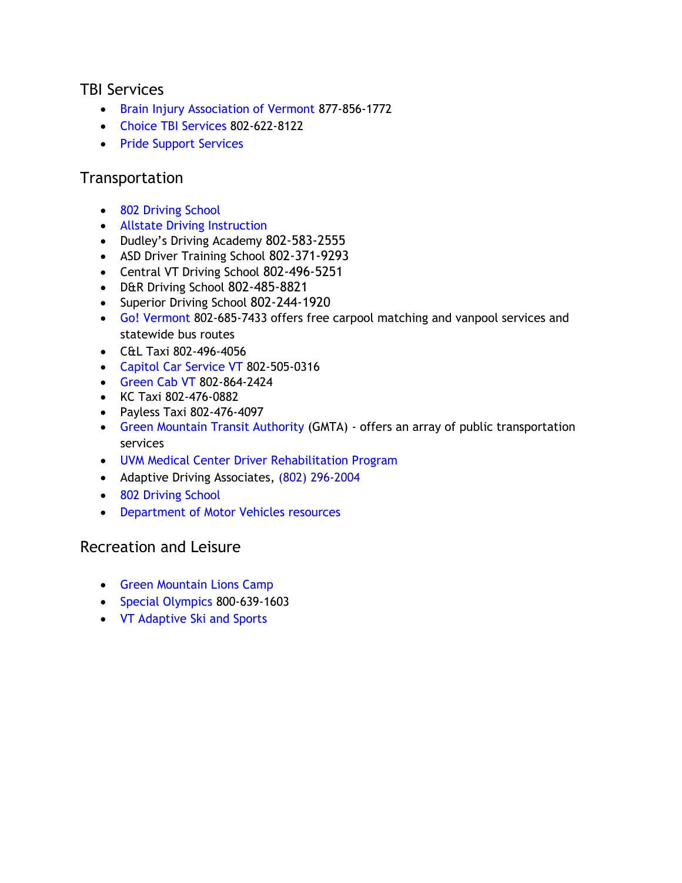## TBI Services

- Brain Injury Association of Vermont 877-856-1772
- Choice TBI Services 802-622-8122
- Pride Support Services

## Transportation

- 802 Driving School
- Allstate Driving Instruction
- Dudley's Driving Academy 802-583-2555
- ASD Driver Training School 802-371-9293
- Central VT Driving School 802-496-5251
- D&R Driving School 802-485-8821
- Superior Driving School 802-244-1920
- Go! Vermont 802-685-7433 offers free carpool matching and vanpool services and statewide bus routes
- C&L Taxi 802-496-4056
- Capitol Car Service VT 802-505-0316
- Green Cab VT 802-864-2424
- KC Taxi 802-476-0882
- Payless Taxi 802-476-4097
- Green Mountain Transit Authority (GMTA) - offers an array of public transportation services
- UVM Medical Center Driver Rehabilitation Program
- Adaptive Driving Associates, (802) 296-2004
- 802 Driving School
- Department of Motor Vehicles resources

## Recreation and Leisure

- Green Mountain Lions Camp
- Special Olympics 800-639-1603
- VT Adaptive Ski and Sports